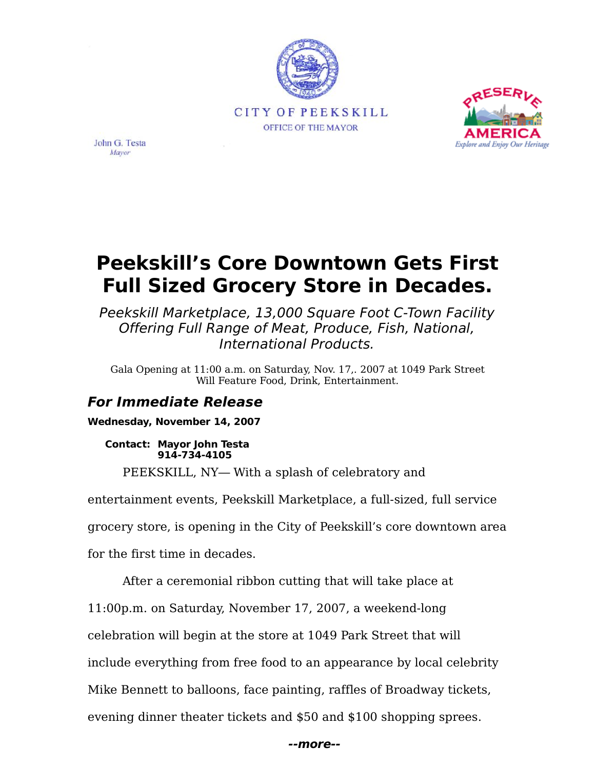CITY OF PEEKSKILL
OFFICE OF THE MAYOR

John G. Testa
*Mayor*

PRESERVE AMERICA
*Explore and Enjoy Our Heritage*

# Peekskill's Core Downtown Gets First Full Sized Grocery Store in Decades.

*Peekskill Marketplace, 13,000 Square Foot C-Town Facility Offering Full Range of Meat, Produce, Fish, National, International Products.*

Gala Opening at 11:00 a.m. on Saturday, Nov. 17,. 2007 at 1049 Park Street Will Feature Food, Drink, Entertainment.

## *For Immediate Release*

**Wednesday, November 14, 2007**

**Contact: Mayor John Testa**
**914-734-4105**

PEEKSKILL, NY— With a splash of celebratory and entertainment events, Peekskill Marketplace, a full-sized, full service grocery store, is opening in the City of Peekskill's core downtown area for the first time in decades.

After a ceremonial ribbon cutting that will take place at 11:00p.m. on Saturday, November 17, 2007, a weekend-long celebration will begin at the store at 1049 Park Street that will include everything from free food to an appearance by local celebrity Mike Bennett to balloons, face painting, raffles of Broadway tickets, evening dinner theater tickets and $50 and $100 shopping sprees.

***--more--***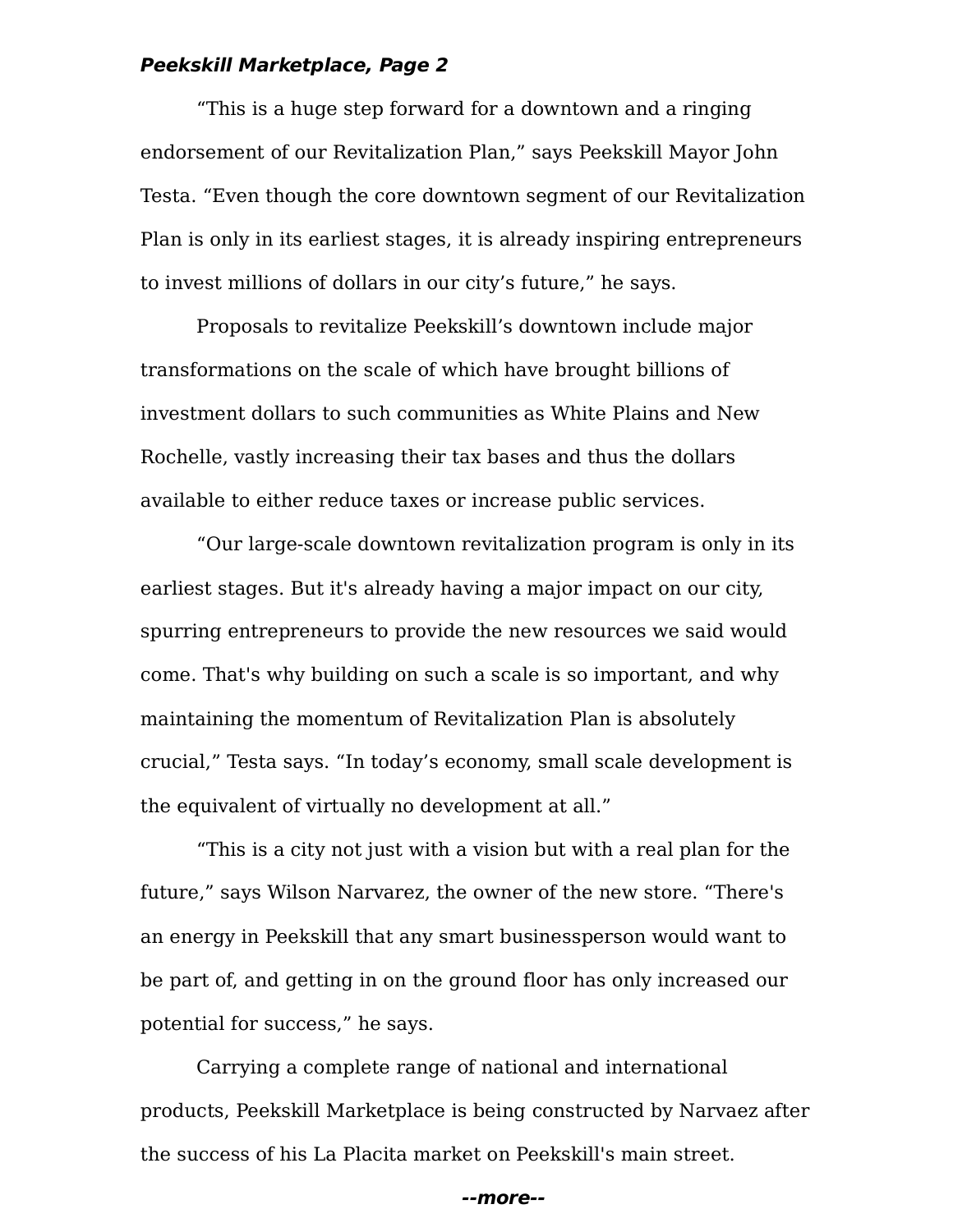"This is a huge step forward for a downtown and a ringing endorsement of our Revitalization Plan," says Peekskill Mayor John Testa. "Even though the core downtown segment of our Revitalization Plan is only in its earliest stages, it is already inspiring entrepreneurs to invest millions of dollars in our city's future," he says.

Proposals to revitalize Peekskill's downtown include major transformations on the scale of which have brought billions of investment dollars to such communities as White Plains and New Rochelle, vastly increasing their tax bases and thus the dollars available to either reduce taxes or increase public services.

"Our large-scale downtown revitalization program is only in its earliest stages. But it's already having a major impact on our city, spurring entrepreneurs to provide the new resources we said would come. That's why building on such a scale is so important, and why maintaining the momentum of Revitalization Plan is absolutely crucial," Testa says. "In today's economy, small scale development is the equivalent of virtually no development at all."

"This is a city not just with a vision but with a real plan for the future," says Wilson Narvarez, the owner of the new store. "There's an energy in Peekskill that any smart businessperson would want to be part of, and getting in on the ground floor has only increased our potential for success," he says.

Carrying a complete range of national and international products, Peekskill Marketplace is being constructed by Narvaez after the success of his La Placita market on Peekskill's main street.

***--more--***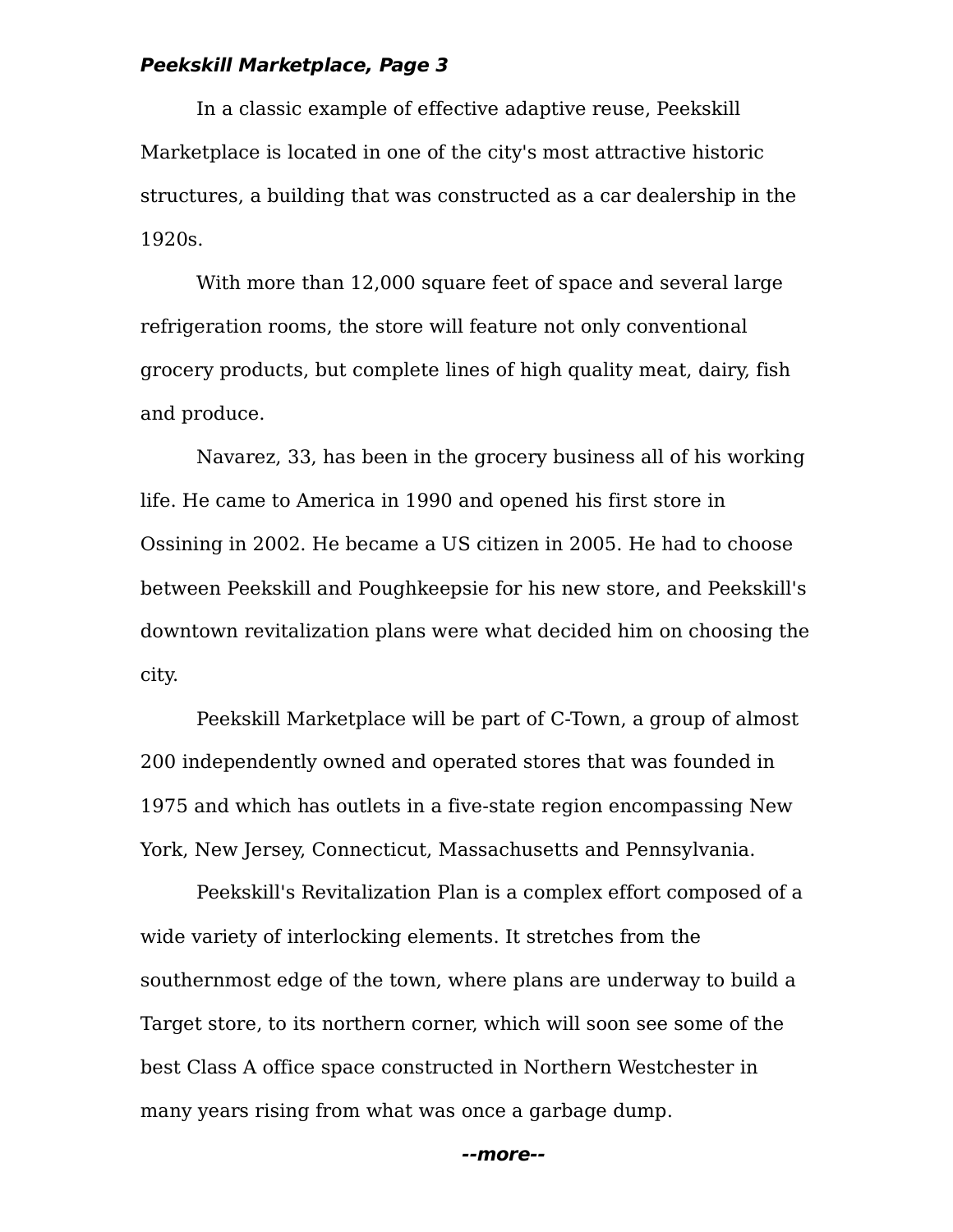In a classic example of effective adaptive reuse, Peekskill Marketplace is located in one of the city's most attractive historic structures, a building that was constructed as a car dealership in the 1920s.

With more than 12,000 square feet of space and several large refrigeration rooms, the store will feature not only conventional grocery products, but complete lines of high quality meat, dairy, fish and produce.

Navarez, 33, has been in the grocery business all of his working life. He came to America in 1990 and opened his first store in Ossining in 2002. He became a US citizen in 2005. He had to choose between Peekskill and Poughkeepsie for his new store, and Peekskill's downtown revitalization plans were what decided him on choosing the city.

Peekskill Marketplace will be part of C-Town, a group of almost 200 independently owned and operated stores that was founded in 1975 and which has outlets in a five-state region encompassing New York, New Jersey, Connecticut, Massachusetts and Pennsylvania.

Peekskill's Revitalization Plan is a complex effort composed of a wide variety of interlocking elements. It stretches from the southernmost edge of the town, where plans are underway to build a Target store, to its northern corner, which will soon see some of the best Class A office space constructed in Northern Westchester in many years rising from what was once a garbage dump.

***--more--***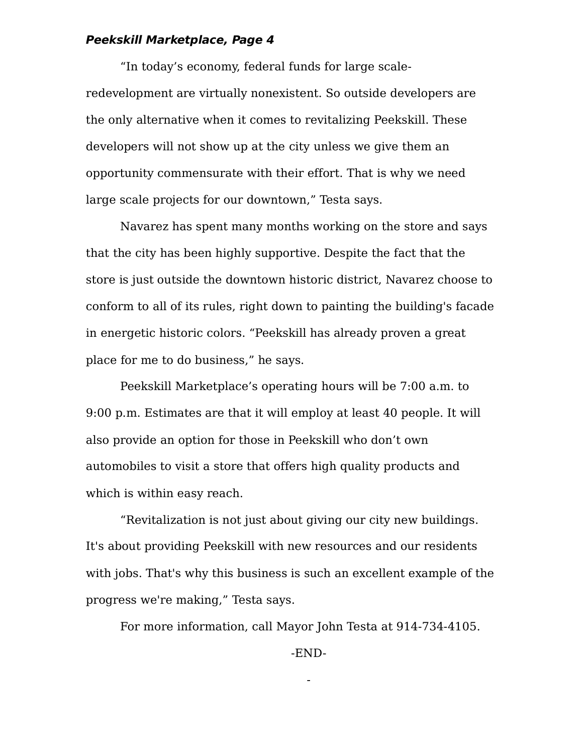"In today's economy, federal funds for large scale-redevelopment are virtually nonexistent. So outside developers are the only alternative when it comes to revitalizing Peekskill. These developers will not show up at the city unless we give them an opportunity commensurate with their effort. That is why we need large scale projects for our downtown," Testa says.

Navarez has spent many months working on the store and says that the city has been highly supportive. Despite the fact that the store is just outside the downtown historic district, Navarez choose to conform to all of its rules, right down to painting the building's facade in energetic historic colors. "Peekskill has already proven a great place for me to do business," he says.

Peekskill Marketplace's operating hours will be 7:00 a.m. to 9:00 p.m. Estimates are that it will employ at least 40 people. It will also provide an option for those in Peekskill who don't own automobiles to visit a store that offers high quality products and which is within easy reach.

"Revitalization is not just about giving our city new buildings. It's about providing Peekskill with new resources and our residents with jobs. That's why this business is such an excellent example of the progress we're making," Testa says.

For more information, call Mayor John Testa at 914-734-4105.

-END-

-